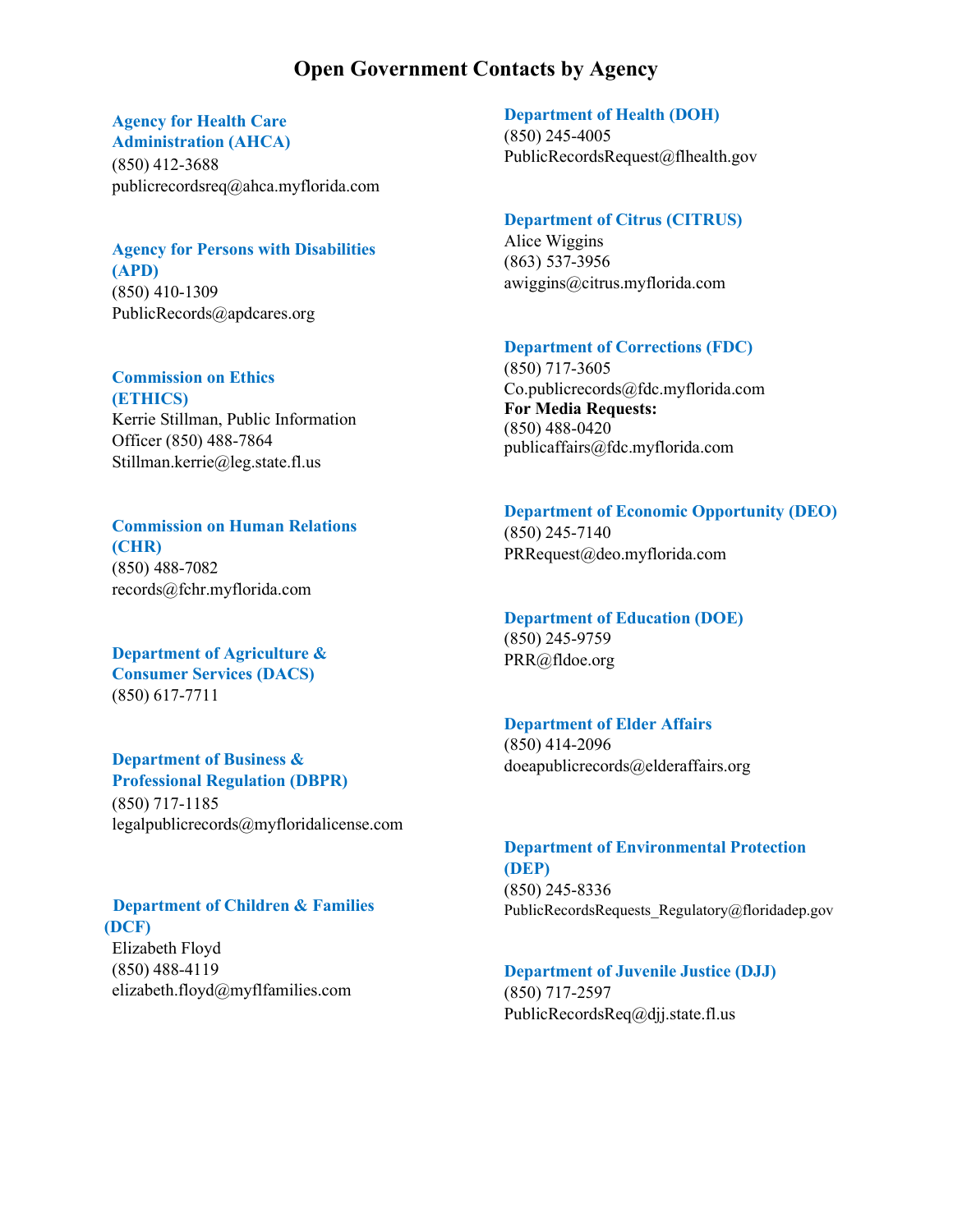# Open Government Contacts by Agency

### Agency for Health Care Administration (AHCA)

(850) 412-3688
publicrecordsreq@ahca.myflorida.com

### Agency for Persons with Disabilities (APD)

(850) 410-1309
PublicRecords@apdcares.org

### Commission on Ethics (ETHICS)

Kerrie Stillman, Public Information Officer (850) 488-7864
Stillman.kerrie@leg.state.fl.us

### Commission on Human Relations (CHR)

(850) 488-7082
records@fchr.myflorida.com

### Department of Agriculture & Consumer Services (DACS)

(850) 617-7711

### Department of Business & Professional Regulation (DBPR)

(850) 717-1185
legalpublicrecords@myfloridalicense.com

### Department of Children & Families (DCF)

Elizabeth Floyd
(850) 488-4119
elizabeth.floyd@myflfamilies.com

### Department of Health (DOH)

(850) 245-4005
PublicRecordsRequest@flhealth.gov

### Department of Citrus (CITRUS)

Alice Wiggins
(863) 537-3956
awiggins@citrus.myflorida.com

### Department of Corrections (FDC)

(850) 717-3605
Co.publicrecords@fdc.myflorida.com

**For Media Requests:**
(850) 488-0420
publicaffairs@fdc.myflorida.com

### Department of Economic Opportunity (DEO)

(850) 245-7140
PRRequest@deo.myflorida.com

### Department of Education (DOE)

(850) 245-9759
PRR@fldoe.org

### Department of Elder Affairs

(850) 414-2096
doeapublicrecords@elderaffairs.org

### Department of Environmental Protection (DEP)

(850) 245-8336
PublicRecordsRequests_Regulatory@floridadep.gov

### Department of Juvenile Justice (DJJ)

(850) 717-2597
PublicRecordsReq@djj.state.fl.us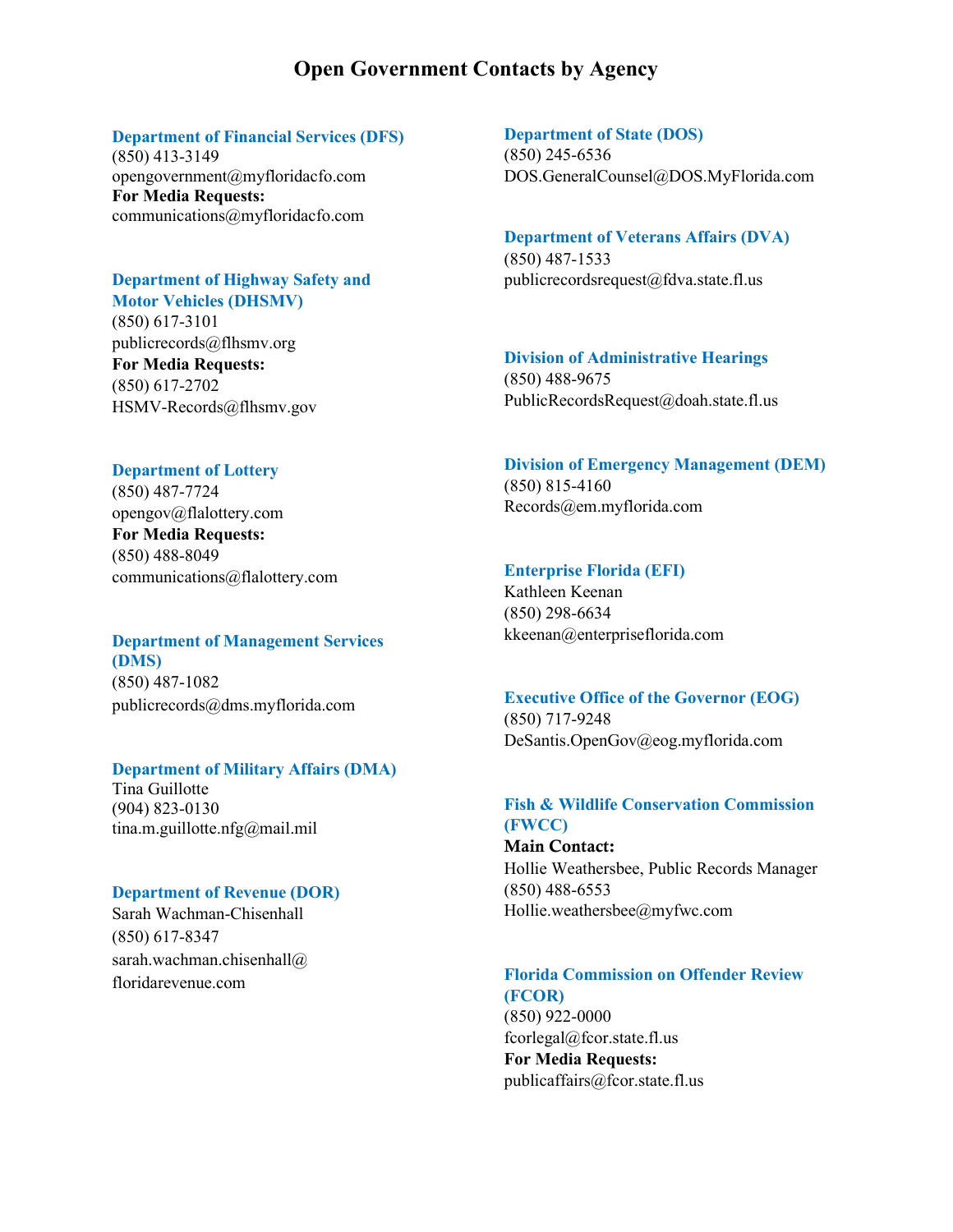# Open Government Contacts by Agency

### Department of Financial Services (DFS)
(850) 413-3149
opengovernment@myfloridacfo.com
**For Media Requests:**
communications@myfloridacfo.com

### Department of Highway Safety and Motor Vehicles (DHSMV)
(850) 617-3101
publicrecords@flhsmv.org
**For Media Requests:**
(850) 617-2702
HSMV-Records@flhsmv.gov

### Department of Lottery
(850) 487-7724
opengov@flalottery.com
**For Media Requests:**
(850) 488-8049
communications@flalottery.com

### Department of Management Services (DMS)
(850) 487-1082
publicrecords@dms.myflorida.com

### Department of Military Affairs (DMA)
Tina Guillotte
(904) 823-0130
tina.m.guillotte.nfg@mail.mil

### Department of Revenue (DOR)
Sarah Wachman-Chisenhall
(850) 617-8347
sarah.wachman.chisenhall@floridarevenue.com

### Department of State (DOS)
(850) 245-6536
DOS.GeneralCounsel@DOS.MyFlorida.com

### Department of Veterans Affairs (DVA)
(850) 487-1533
publicrecordsrequest@fdva.state.fl.us

### Division of Administrative Hearings
(850) 488-9675
PublicRecordsRequest@doah.state.fl.us

### Division of Emergency Management (DEM)
(850) 815-4160
Records@em.myflorida.com

### Enterprise Florida (EFI)
Kathleen Keenan
(850) 298-6634
kkeenan@enterpriseflorida.com

### Executive Office of the Governor (EOG)
(850) 717-9248
DeSantis.OpenGov@eog.myflorida.com

### Fish & Wildlife Conservation Commission (FWCC)
**Main Contact:**
Hollie Weathersbee, Public Records Manager
(850) 488-6553
Hollie.weathersbee@myfwc.com

### Florida Commission on Offender Review (FCOR)
(850) 922-0000
fcorlegal@fcor.state.fl.us
**For Media Requests:**
publicaffairs@fcor.state.fl.us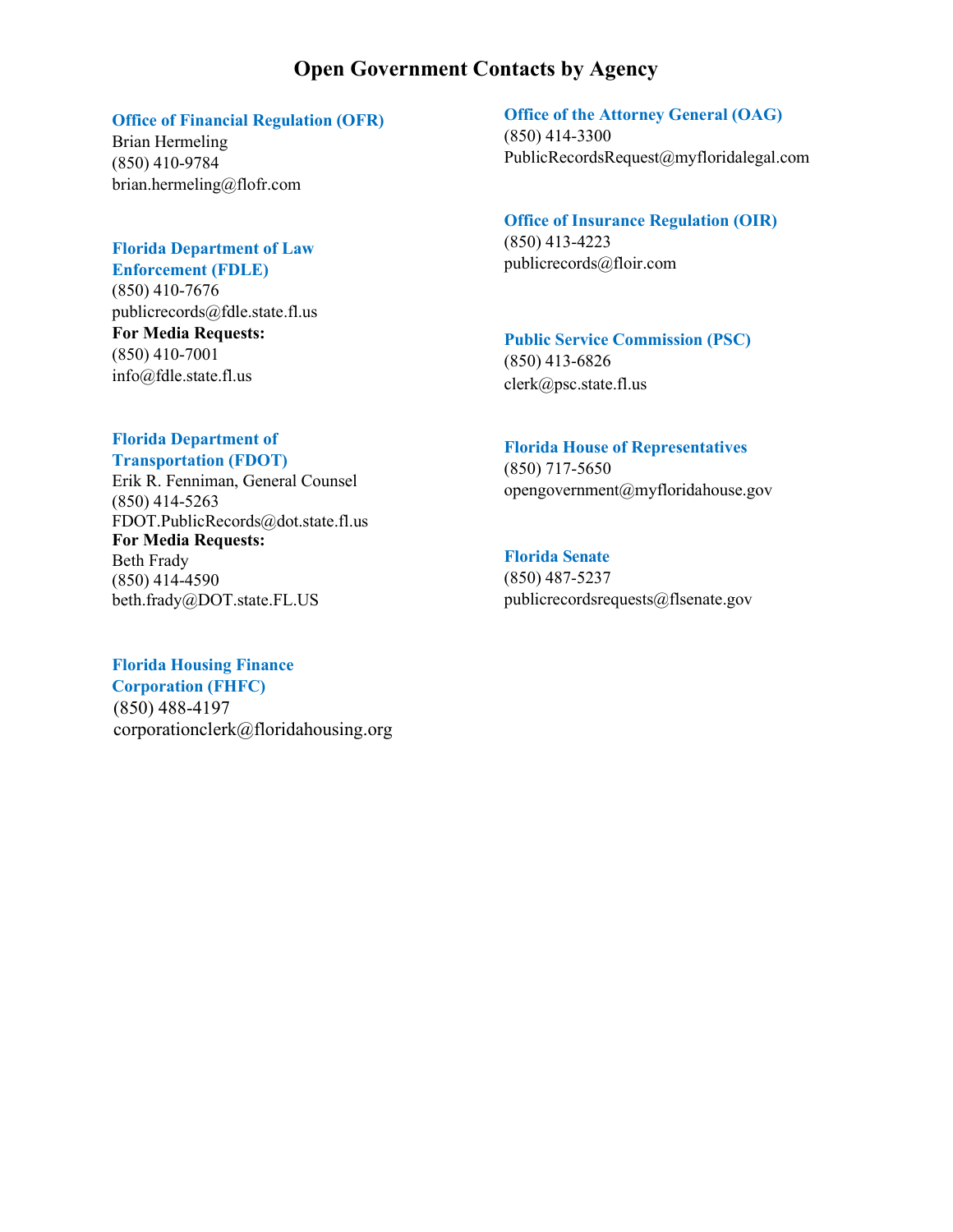# Open Government Contacts by Agency

### Office of Financial Regulation (OFR)
Brian Hermeling
(850) 410-9784
brian.hermeling@flofr.com

### Florida Department of Law Enforcement (FDLE)
(850) 410-7676
publicrecords@fdle.state.fl.us
**For Media Requests:**
(850) 410-7001
info@fdle.state.fl.us

### Florida Department of Transportation (FDOT)
Erik R. Fenniman, General Counsel
(850) 414-5263
FDOT.PublicRecords@dot.state.fl.us
**For Media Requests:**
Beth Frady
(850) 414-4590
beth.frady@DOT.state.FL.US

### Florida Housing Finance Corporation (FHFC)
(850) 488-4197
corporationclerk@floridahousing.org

### Office of the Attorney General (OAG)
(850) 414-3300
PublicRecordsRequest@myfloridalegal.com

### Office of Insurance Regulation (OIR)
(850) 413-4223
publicrecords@floir.com

### Public Service Commission (PSC)
(850) 413-6826
clerk@psc.state.fl.us

### Florida House of Representatives
(850) 717-5650
opengovernment@myfloridahouse.gov

### Florida Senate
(850) 487-5237
publicrecordsrequests@flsenate.gov